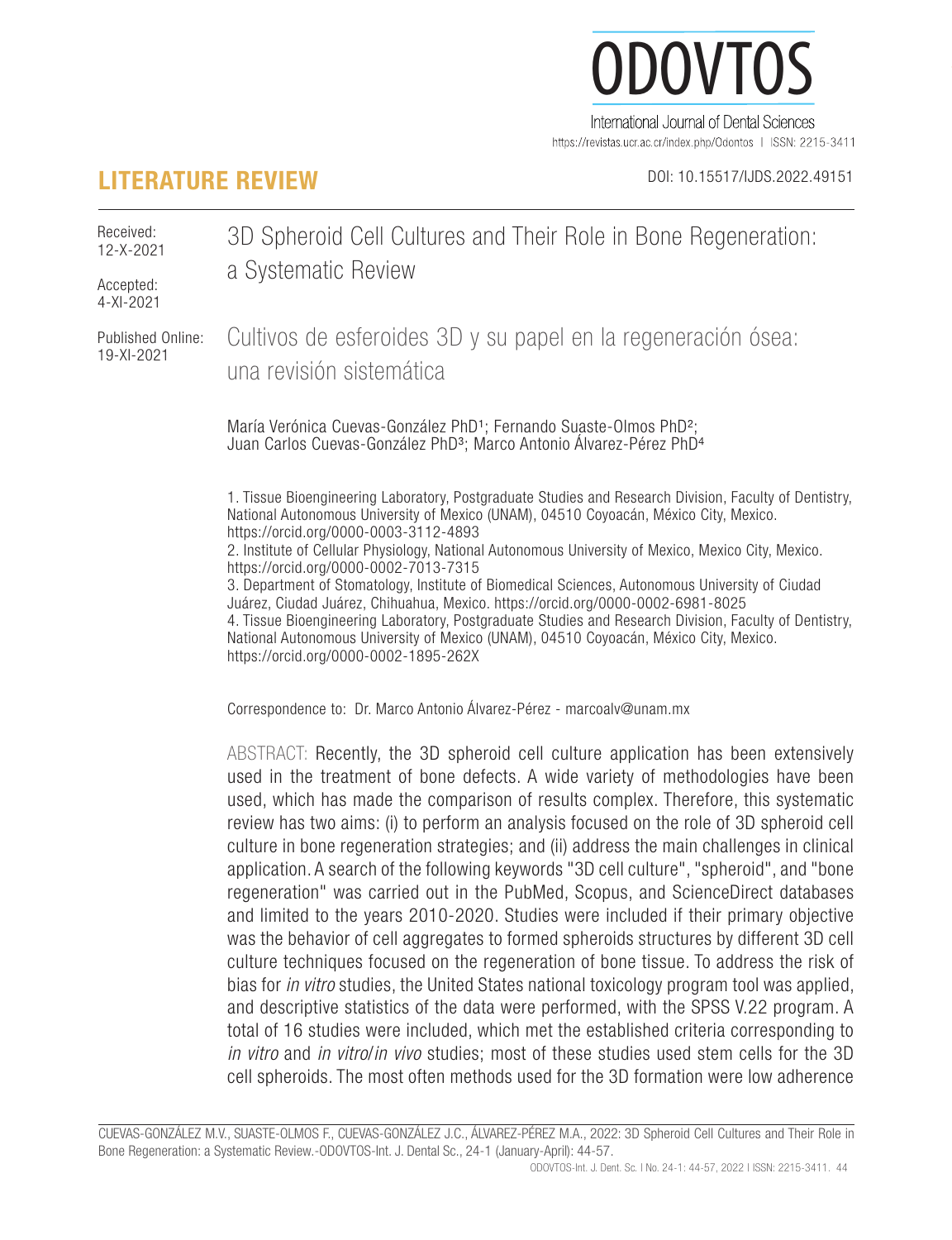# LITERATURE REVIEW

DOI: 10.15517/IJDS.2022.49151

Received: 12-X-2021

Accepted: 4-XI-2021

Published Online: 19-XI-2021

## 3D Spheroid Cell Cultures and Their Role in Bone Regeneration: a Systematic Review

## Cultivos de esferoides 3D y su papel en la regeneración ósea: una revisión sistemática

María Verónica Cuevas-González PhD[1]; Fernando Suaste-Olmos PhD[2]; Juan Carlos Cuevas-González PhD[3]; Marco Antonio Álvarez-Pérez PhD[4]

1. Tissue Bioengineering Laboratory, Postgraduate Studies and Research Division, Faculty of Dentistry, National Autonomous University of Mexico (UNAM), 04510 Coyoacán, México City, Mexico. https://orcid.org/0000-0003-3112-4893
2. Institute of Cellular Physiology, National Autonomous University of Mexico, Mexico City, Mexico. https://orcid.org/0000-0002-7013-7315
3. Department of Stomatology, Institute of Biomedical Sciences, Autonomous University of Ciudad Juárez, Ciudad Juárez, Chihuahua, Mexico. https://orcid.org/0000-0002-6981-8025
4. Tissue Bioengineering Laboratory, Postgraduate Studies and Research Division, Faculty of Dentistry, National Autonomous University of Mexico (UNAM), 04510 Coyoacán, México City, Mexico. https://orcid.org/0000-0002-1895-262X

Correspondence to: Dr. Marco Antonio Álvarez-Pérez - marcoalv@unam.mx

ABSTRACT: Recently, the 3D spheroid cell culture application has been extensively used in the treatment of bone defects. A wide variety of methodologies have been used, which has made the comparison of results complex. Therefore, this systematic review has two aims: (i) to perform an analysis focused on the role of 3D spheroid cell culture in bone regeneration strategies; and (ii) address the main challenges in clinical application. A search of the following keywords "3D cell culture", "spheroid", and "bone regeneration" was carried out in the PubMed, Scopus, and ScienceDirect databases and limited to the years 2010-2020. Studies were included if their primary objective was the behavior of cell aggregates to formed spheroids structures by different 3D cell culture techniques focused on the regeneration of bone tissue. To address the risk of bias for *in vitro* studies, the United States national toxicology program tool was applied, and descriptive statistics of the data were performed, with the SPSS V.22 program. A total of 16 studies were included, which met the established criteria corresponding to *in vitro* and *in vitro*/*in vivo* studies; most of these studies used stem cells for the 3D cell spheroids. The most often methods used for the 3D formation were low adherence

CUEVAS-GONZÁLEZ M.V., SUASTE-OLMOS F., CUEVAS-GONZÁLEZ J.C., ÁLVAREZ-PÉREZ M.A., 2022: 3D Spheroid Cell Cultures and Their Role in Bone Regeneration: a Systematic Review.-ODOVTOS-Int. J. Dental Sc., 24-1 (January-April): 44-57.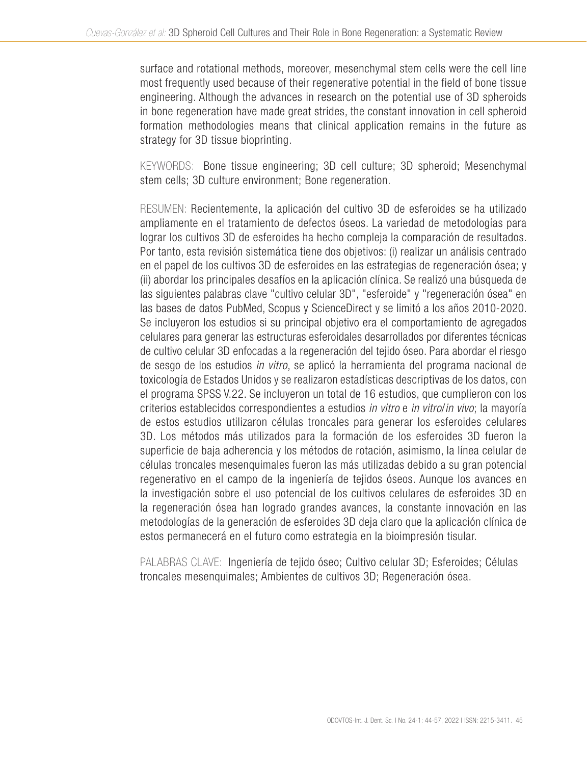surface and rotational methods, moreover, mesenchymal stem cells were the cell line most frequently used because of their regenerative potential in the field of bone tissue engineering. Although the advances in research on the potential use of 3D spheroids in bone regeneration have made great strides, the constant innovation in cell spheroid formation methodologies means that clinical application remains in the future as strategy for 3D tissue bioprinting.

KEYWORDS: Bone tissue engineering; 3D cell culture; 3D spheroid; Mesenchymal stem cells; 3D culture environment; Bone regeneration.

RESUMEN: Recientemente, la aplicación del cultivo 3D de esferoides se ha utilizado ampliamente en el tratamiento de defectos óseos. La variedad de metodologías para lograr los cultivos 3D de esferoides ha hecho compleja la comparación de resultados. Por tanto, esta revisión sistemática tiene dos objetivos: (i) realizar un análisis centrado en el papel de los cultivos 3D de esferoides en las estrategias de regeneración ósea; y (ii) abordar los principales desafíos en la aplicación clínica. Se realizó una búsqueda de las siguientes palabras clave "cultivo celular 3D", "esferoide" y "regeneración ósea" en las bases de datos PubMed, Scopus y ScienceDirect y se limitó a los años 2010-2020. Se incluyeron los estudios si su principal objetivo era el comportamiento de agregados celulares para generar las estructuras esferoidales desarrollados por diferentes técnicas de cultivo celular 3D enfocadas a la regeneración del tejido óseo. Para abordar el riesgo de sesgo de los estudios *in vitro*, se aplicó la herramienta del programa nacional de toxicología de Estados Unidos y se realizaron estadísticas descriptivas de los datos, con el programa SPSS V.22. Se incluyeron un total de 16 estudios, que cumplieron con los criterios establecidos correspondientes a estudios *in vitro* e *in vitro*/*in vivo*; la mayoría de estos estudios utilizaron células troncales para generar los esferoides celulares 3D. Los métodos más utilizados para la formación de los esferoides 3D fueron la superficie de baja adherencia y los métodos de rotación, asimismo, la línea celular de células troncales mesenquimales fueron las más utilizadas debido a su gran potencial regenerativo en el campo de la ingeniería de tejidos óseos. Aunque los avances en la investigación sobre el uso potencial de los cultivos celulares de esferoides 3D en la regeneración ósea han logrado grandes avances, la constante innovación en las metodologías de la generación de esferoides 3D deja claro que la aplicación clínica de estos permanecerá en el futuro como estrategia en la bioimpresión tisular.

PALABRAS CLAVE: Ingeniería de tejido óseo; Cultivo celular 3D; Esferoides; Células troncales mesenquimales; Ambientes de cultivos 3D; Regeneración ósea.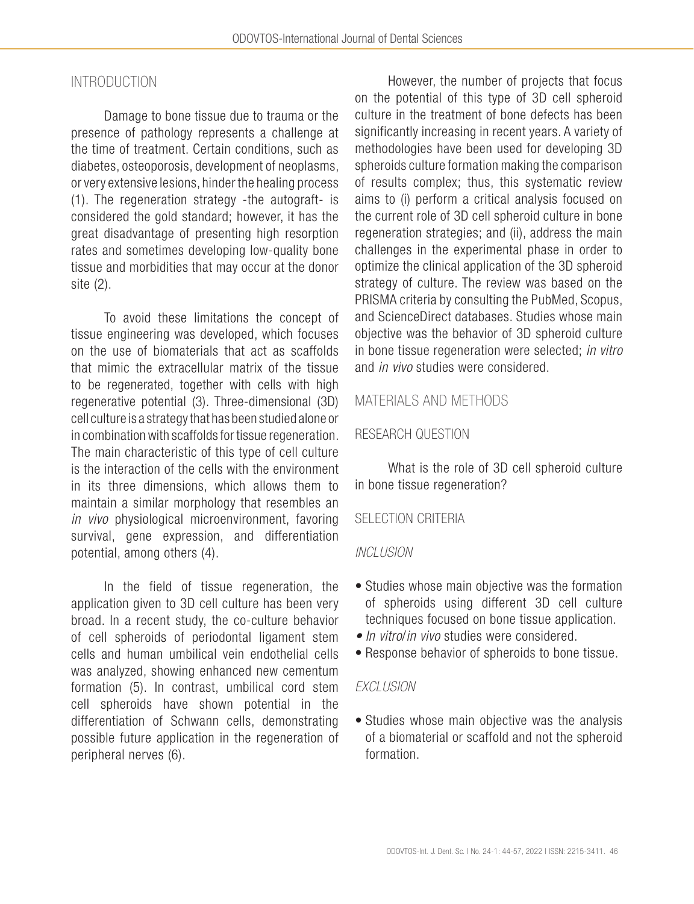## INTRODUCTION

Damage to bone tissue due to trauma or the presence of pathology represents a challenge at the time of treatment. Certain conditions, such as diabetes, osteoporosis, development of neoplasms, or very extensive lesions, hinder the healing process (1). The regeneration strategy -the autograft- is considered the gold standard; however, it has the great disadvantage of presenting high resorption rates and sometimes developing low-quality bone tissue and morbidities that may occur at the donor site (2).

To avoid these limitations the concept of tissue engineering was developed, which focuses on the use of biomaterials that act as scaffolds that mimic the extracellular matrix of the tissue to be regenerated, together with cells with high regenerative potential (3). Three-dimensional (3D) cell culture is a strategy that has been studied alone or in combination with scaffolds for tissue regeneration. The main characteristic of this type of cell culture is the interaction of the cells with the environment in its three dimensions, which allows them to maintain a similar morphology that resembles an *in vivo* physiological microenvironment, favoring survival, gene expression, and differentiation potential, among others (4).

In the field of tissue regeneration, the application given to 3D cell culture has been very broad. In a recent study, the co-culture behavior of cell spheroids of periodontal ligament stem cells and human umbilical vein endothelial cells was analyzed, showing enhanced new cementum formation (5). In contrast, umbilical cord stem cell spheroids have shown potential in the differentiation of Schwann cells, demonstrating possible future application in the regeneration of peripheral nerves (6).

However, the number of projects that focus on the potential of this type of 3D cell spheroid culture in the treatment of bone defects has been significantly increasing in recent years. A variety of methodologies have been used for developing 3D spheroids culture formation making the comparison of results complex; thus, this systematic review aims to (i) perform a critical analysis focused on the current role of 3D cell spheroid culture in bone regeneration strategies; and (ii), address the main challenges in the experimental phase in order to optimize the clinical application of the 3D spheroid strategy of culture. The review was based on the PRISMA criteria by consulting the PubMed, Scopus, and ScienceDirect databases. Studies whose main objective was the behavior of 3D spheroid culture in bone tissue regeneration were selected; *in vitro* and *in vivo* studies were considered.

## MATERIALS AND METHODS

### RESEARCH QUESTION

What is the role of 3D cell spheroid culture in bone tissue regeneration?

### SELECTION CRITERIA

#### *INCLUSION*

- Studies whose main objective was the formation of spheroids using different 3D cell culture techniques focused on bone tissue application.
- *In vitro*/*in vivo* studies were considered.
- Response behavior of spheroids to bone tissue.

#### *EXCLUSION*

- Studies whose main objective was the analysis of a biomaterial or scaffold and not the spheroid formation.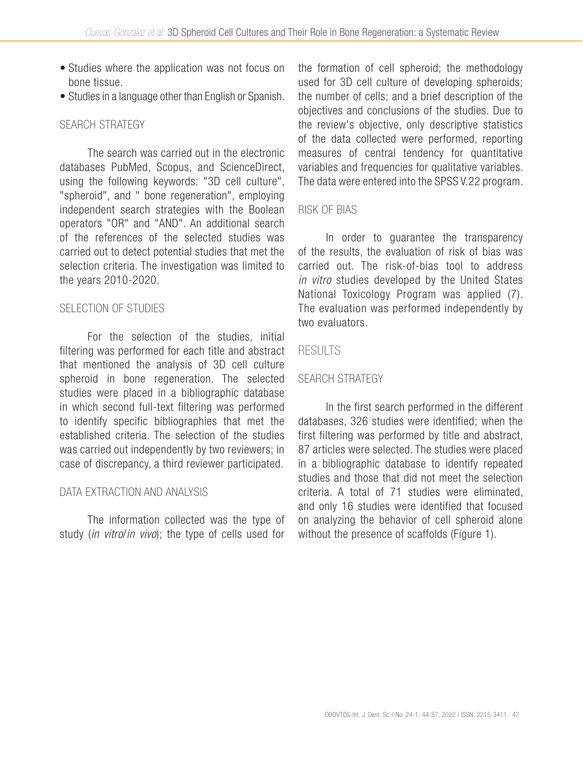- Studies where the application was not focus on bone tissue.
- Studies in a language other than English or Spanish.

### SEARCH STRATEGY

The search was carried out in the electronic databases PubMed, Scopus, and ScienceDirect, using the following keywords: "3D cell culture", "spheroid", and " bone regeneration", employing independent search strategies with the Boolean operators "OR" and "AND". An additional search of the references of the selected studies was carried out to detect potential studies that met the selection criteria. The investigation was limited to the years 2010-2020.

### SELECTION OF STUDIES

For the selection of the studies, initial filtering was performed for each title and abstract that mentioned the analysis of 3D cell culture spheroid in bone regeneration. The selected studies were placed in a bibliographic database in which second full-text filtering was performed to identify specific bibliographies that met the established criteria. The selection of the studies was carried out independently by two reviewers; in case of discrepancy, a third reviewer participated.

### DATA EXTRACTION AND ANALYSIS

The information collected was the type of study (*in vitro*/*in vivo*); the type of cells used for the formation of cell spheroid; the methodology used for 3D cell culture of developing spheroids; the number of cells; and a brief description of the objectives and conclusions of the studies. Due to the review's objective, only descriptive statistics of the data collected were performed, reporting measures of central tendency for quantitative variables and frequencies for qualitative variables. The data were entered into the SPSS V.22 program.

### RISK OF BIAS

In order to guarantee the transparency of the results, the evaluation of risk of bias was carried out. The risk-of-bias tool to address *in vitro* studies developed by the United States National Toxicology Program was applied (7). The evaluation was performed independently by two evaluators.

## RESULTS

### SEARCH STRATEGY

In the first search performed in the different databases, 326 studies were identified; when the first filtering was performed by title and abstract, 87 articles were selected. The studies were placed in a bibliographic database to identify repeated studies and those that did not meet the selection criteria. A total of 71 studies were eliminated, and only 16 studies were identified that focused on analyzing the behavior of cell spheroid alone without the presence of scaffolds (Figure 1).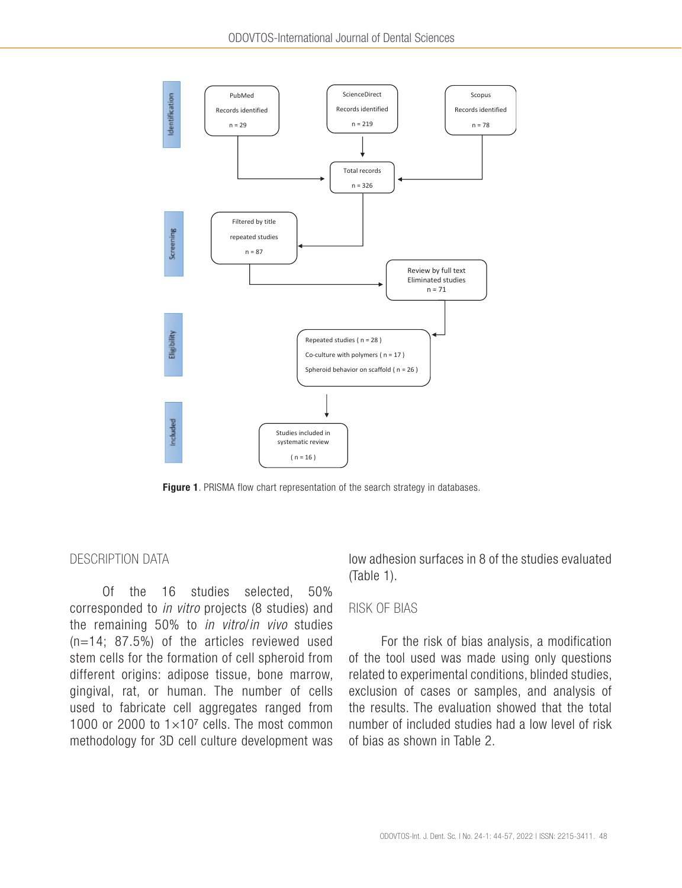Figure 1. PRISMA flow chart representation of the search strategy in databases.

## DESCRIPTION DATA

Of the 16 studies selected, 50% corresponded to *in vitro* projects (8 studies) and the remaining 50% to *in vitro*/*in vivo* studies (n=14; 87.5%) of the articles reviewed used stem cells for the formation of cell spheroid from different origins: adipose tissue, bone marrow, gingival, rat, or human. The number of cells used to fabricate cell aggregates ranged from 1000 or 2000 to $1\times10^7$ cells. The most common methodology for 3D cell culture development was low adhesion surfaces in 8 of the studies evaluated (Table 1).

## RISK OF BIAS

For the risk of bias analysis, a modification of the tool used was made using only questions related to experimental conditions, blinded studies, exclusion of cases or samples, and analysis of the results. The evaluation showed that the total number of included studies had a low level of risk of bias as shown in Table 2.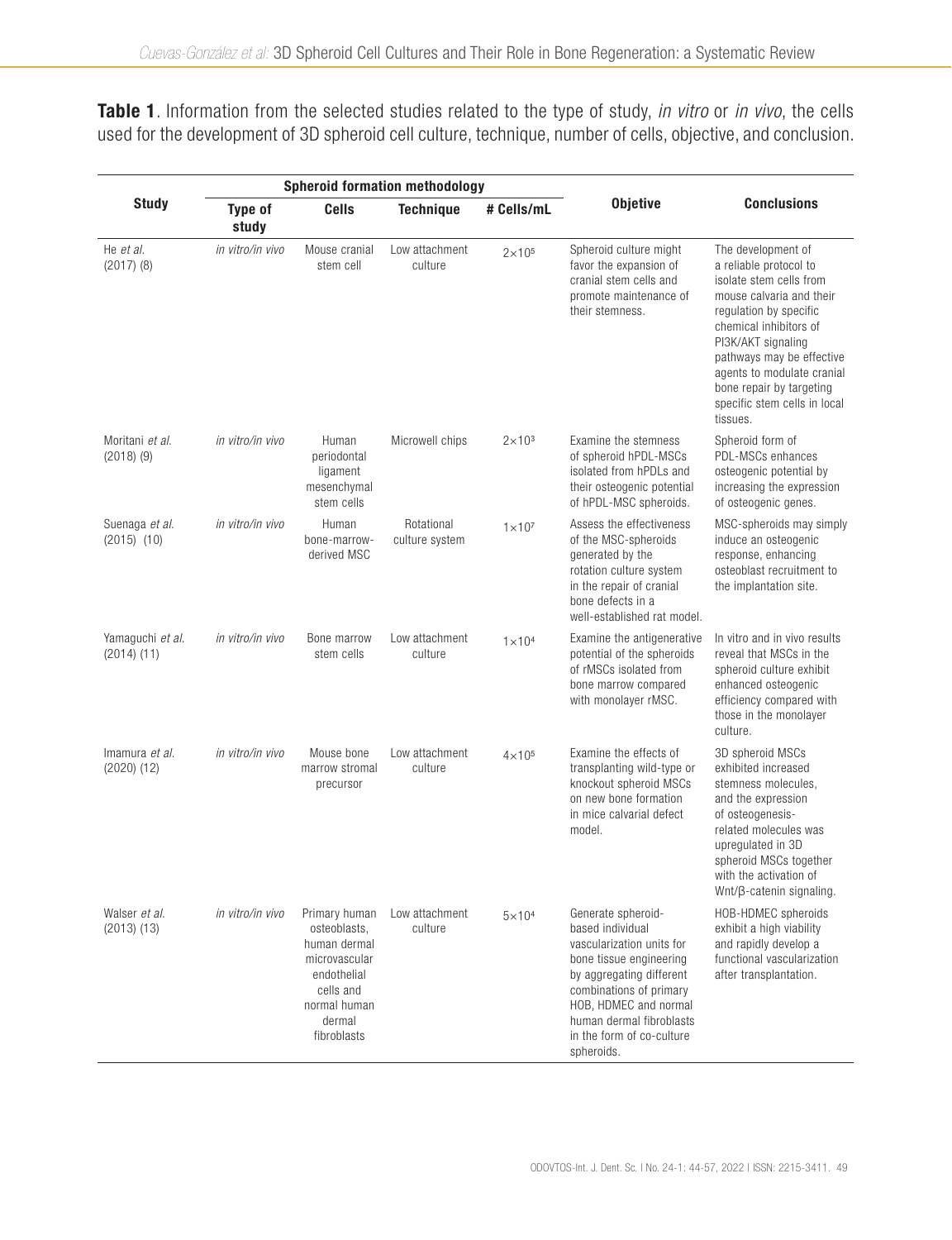**Table 1**. Information from the selected studies related to the type of study, *in vitro* or *in vivo*, the cells used for the development of 3D spheroid cell culture, technique, number of cells, objective, and conclusion.

| Study | Spheroid formation methodology | | | | Objetive | Conclusions |
|---|---|---|---|---|---|---|
| | Type of study | Cells | Technique | # Cells/mL | | |
| He *et al.* (2017) (8) | *in vitro/in vivo* | Mouse cranial stem cell | Low attachment culture | $2 \times 10^5$ | Spheroid culture might favor the expansion of cranial stem cells and promote maintenance of their stemness. | The development of a reliable protocol to isolate stem cells from mouse calvaria and their regulation by specific chemical inhibitors of PI3K/AKT signaling pathways may be effective agents to modulate cranial bone repair by targeting specific stem cells in local tissues. |
| Moritani *et al.* (2018) (9) | *in vitro/in vivo* | Human periodontal ligament mesenchymal stem cells | Microwell chips | $2 \times 10^3$ | Examine the stemness of spheroid hPDL-MSCs isolated from hPDLs and their osteogenic potential of hPDL-MSC spheroids. | Spheroid form of PDL-MSCs enhances osteogenic potential by increasing the expression of osteogenic genes. |
| Suenaga *et al.* (2015) (10) | *in vitro/in vivo* | Human bone-marrow-derived MSC | Rotational culture system | $1 \times 10^7$ | Assess the effectiveness of the MSC-spheroids generated by the rotation culture system in the repair of cranial bone defects in a well-established rat model. | MSC-spheroids may simply induce an osteogenic response, enhancing osteoblast recruitment to the implantation site. |
| Yamaguchi *et al.* (2014) (11) | *in vitro/in vivo* | Bone marrow stem cells | Low attachment culture | $1 \times 10^4$ | Examine the antigenerative potential of the spheroids of rMSCs isolated from bone marrow compared with monolayer rMSC. | In vitro and in vivo results reveal that MSCs in the spheroid culture exhibit enhanced osteogenic efficiency compared with those in the monolayer culture. |
| Imamura *et al.* (2020) (12) | *in vitro/in vivo* | Mouse bone marrow stromal precursor | Low attachment culture | $4 \times 10^5$ | Examine the effects of transplanting wild-type or knockout spheroid MSCs on new bone formation in mice calvarial defect model. | 3D spheroid MSCs exhibited increased stemness molecules, and the expression of osteogenesis-related molecules was upregulated in 3D spheroid MSCs together with the activation of Wnt/β-catenin signaling. |
| Walser *et al.* (2013) (13) | *in vitro/in vivo* | Primary human osteoblasts, human dermal microvascular endothelial cells and normal human dermal fibroblasts | Low attachment culture | $5 \times 10^4$ | Generate spheroid-based individual vascularization units for bone tissue engineering by aggregating different combinations of primary HOB, HDMEC and normal human dermal fibroblasts in the form of co-culture spheroids. | HOB-HDMEC spheroids exhibit a high viability and rapidly develop a functional vascularization after transplantation. |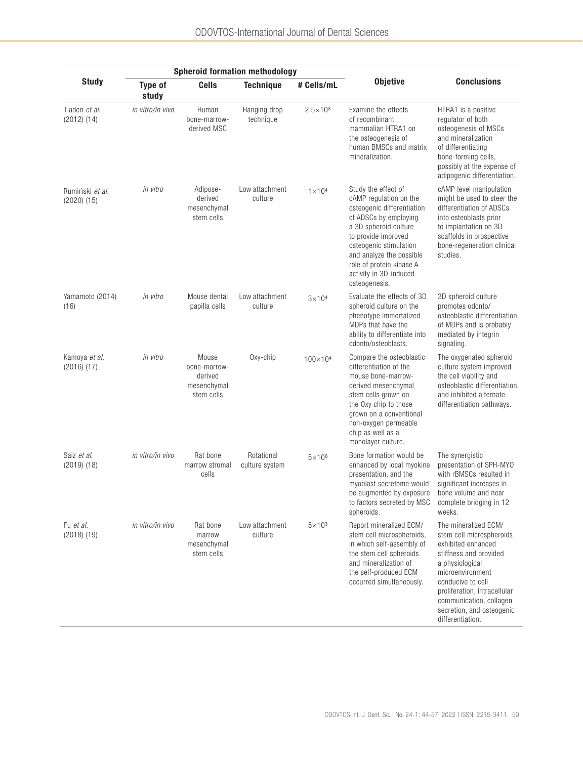| Study | Spheroid formation methodology | | | | Objetive | Conclusions |
|---|---|---|---|---|---|---|
| | Type of study | Cells | Technique | # Cells/mL | | |
| Tiaden *et al.* (2012) (14) | *in vitro/in vivo* | Human bone-marrow-derived MSC | Hanging drop technique | $2.5\times10^3$ | Examine the effects of recombinant mammalian HTRA1 on the osteogenesis of human BMSCs and matrix mineralization. | HTRA1 is a positive regulator of both osteogenesis of MSCs and mineralization of differentiating bone-forming cells, possibly at the expense of adipogenic differentiation. |
| Rumiński *et al.* (2020) (15) | *in vitro* | Adipose-derived mesenchymal stem cells | Low attachment culture | $1\times10^4$ | Study the effect of cAMP regulation on the osteogenic differentiation of ADSCs by employing a 3D spheroid culture to provide improved osteogenic stimulation and analyze the possible role of protein kinase A activity in 3D-induced osteogenesis. | cAMP level manipulation might be used to steer the differentiation of ADSCs into osteoblasts prior to implantation on 3D scaffolds in prospective bone-regeneration clinical studies. |
| Yamamoto (2014) (16) | *in vitro* | Mouse dental papilla cells | Low attachment culture | $3\times10^4$ | Evaluate the effects of 3D spheroid culture on the phenotype immortalized MDPs that have the ability to differentiate into odonto/osteoblasts. | 3D spheroid culture promotes odonto/osteoblastic differentiation of MDPs and is probably mediated by integrin signaling. |
| Kamoya *et al.* (2016) (17) | *in vitro* | Mouse bone-marrow-derived mesenchymal stem cells | Oxy-chip | $100\times10^4$ | Compare the osteoblastic differentiation of the mouse bone-marrow-derived mesenchymal stem cells grown on the Oxy chip to those grown on a conventional non-oxygen permeable chip as well as a monolayer culture. | The oxygenated spheroid culture system improved the cell viability and osteoblastic differentiation, and inhibited alternate differentiation pathways. |
| Saiz *et al.* (2019) (18) | *in vitro/in vivo* | Rat bone marrow stromal cells | Rotational culture system | $5\times10^6$ | Bone formation would be enhanced by local myokine presentation, and the myoblast secretome would be augmented by exposure to factors secreted by MSC spheroids. | The synergistic presentation of SPH-MYO with rBMSCs resulted in significant increases in bone volume and near complete bridging in 12 weeks. |
| Fu *et al.* (2018) (19) | *in vitro/in vivo* | Rat bone marrow mesenchymal stem cells | Low attachment culture | $5\times10^3$ | Report mineralized ECM/stem cell microspheroids, in which self-assembly of the stem cell spheroids and mineralization of the self-produced ECM occurred simultaneously. | The mineralized ECM/stem cell microspheroids exhibited enhanced stiffness and provided a physiological microenvironment conducive to cell proliferation, intracellular communication, collagen secretion, and osteogenic differentiation. |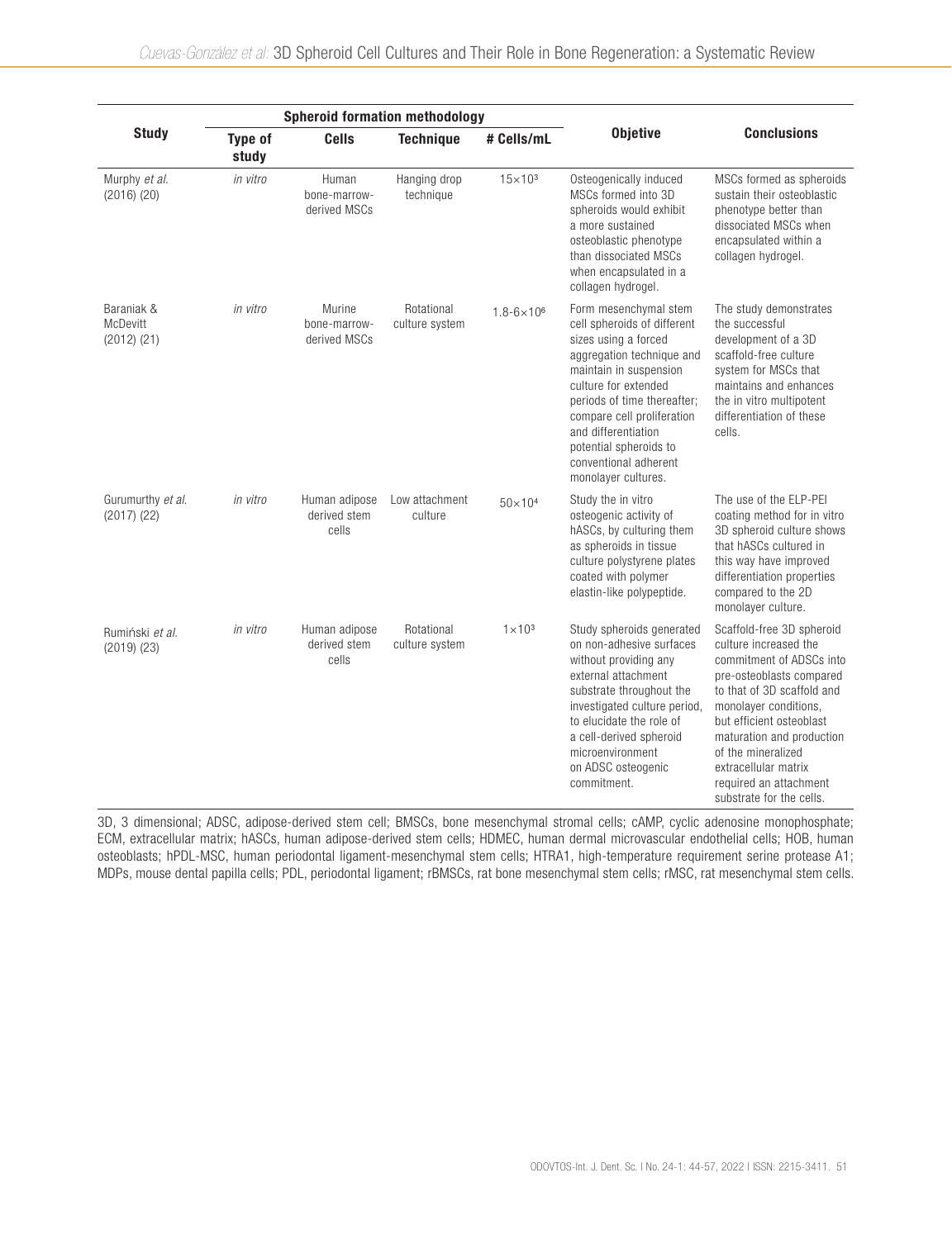| Study | Spheroid formation methodology | | | | Objetive | Conclusions |
|---|---|---|---|---|---|---|
| | Type of study | Cells | Technique | # Cells/mL | | |
| Murphy *et al.* (2016) (20) | *in vitro* | Human bone-marrow-derived MSCs | Hanging drop technique | $15\times10^3$ | Osteogenically induced MSCs formed into 3D spheroids would exhibit a more sustained osteoblastic phenotype than dissociated MSCs when encapsulated in a collagen hydrogel. | MSCs formed as spheroids sustain their osteoblastic phenotype better than dissociated MSCs when encapsulated within a collagen hydrogel. |
| Baraniak & McDevitt (2012) (21) | *in vitro* | Murine bone-marrow-derived MSCs | Rotational culture system | $1.8\text{-}6\times10^6$ | Form mesenchymal stem cell spheroids of different sizes using a forced aggregation technique and maintain in suspension culture for extended periods of time thereafter; compare cell proliferation and differentiation potential spheroids to conventional adherent monolayer cultures. | The study demonstrates the successful development of a 3D scaffold-free culture system for MSCs that maintains and enhances the in vitro multipotent differentiation of these cells. |
| Gurumurthy *et al.* (2017) (22) | *in vitro* | Human adipose derived stem cells | Low attachment culture | $50\times10^4$ | Study the in vitro osteogenic activity of hASCs, by culturing them as spheroids in tissue culture polystyrene plates coated with polymer elastin-like polypeptide. | The use of the ELP-PEI coating method for in vitro 3D spheroid culture shows that hASCs cultured in this way have improved differentiation properties compared to the 2D monolayer culture. |
| Rumiński *et al.* (2019) (23) | *in vitro* | Human adipose derived stem cells | Rotational culture system | $1\times10^3$ | Study spheroids generated on non-adhesive surfaces without providing any external attachment substrate throughout the investigated culture period, to elucidate the role of a cell-derived spheroid microenvironment on ADSC osteogenic commitment. | Scaffold-free 3D spheroid culture increased the commitment of ADSCs into pre-osteoblasts compared to that of 3D scaffold and monolayer conditions, but efficient osteoblast maturation and production of the mineralized extracellular matrix required an attachment substrate for the cells. |

3D, 3 dimensional; ADSC, adipose-derived stem cell; BMSCs, bone mesenchymal stromal cells; cAMP, cyclic adenosine monophosphate; ECM, extracellular matrix; hASCs, human adipose-derived stem cells; HDMEC, human dermal microvascular endothelial cells; HOB, human osteoblasts; hPDL-MSC, human periodontal ligament-mesenchymal stem cells; HTRA1, high-temperature requirement serine protease A1; MDPs, mouse dental papilla cells; PDL, periodontal ligament; rBMSCs, rat bone mesenchymal stem cells; rMSC, rat mesenchymal stem cells.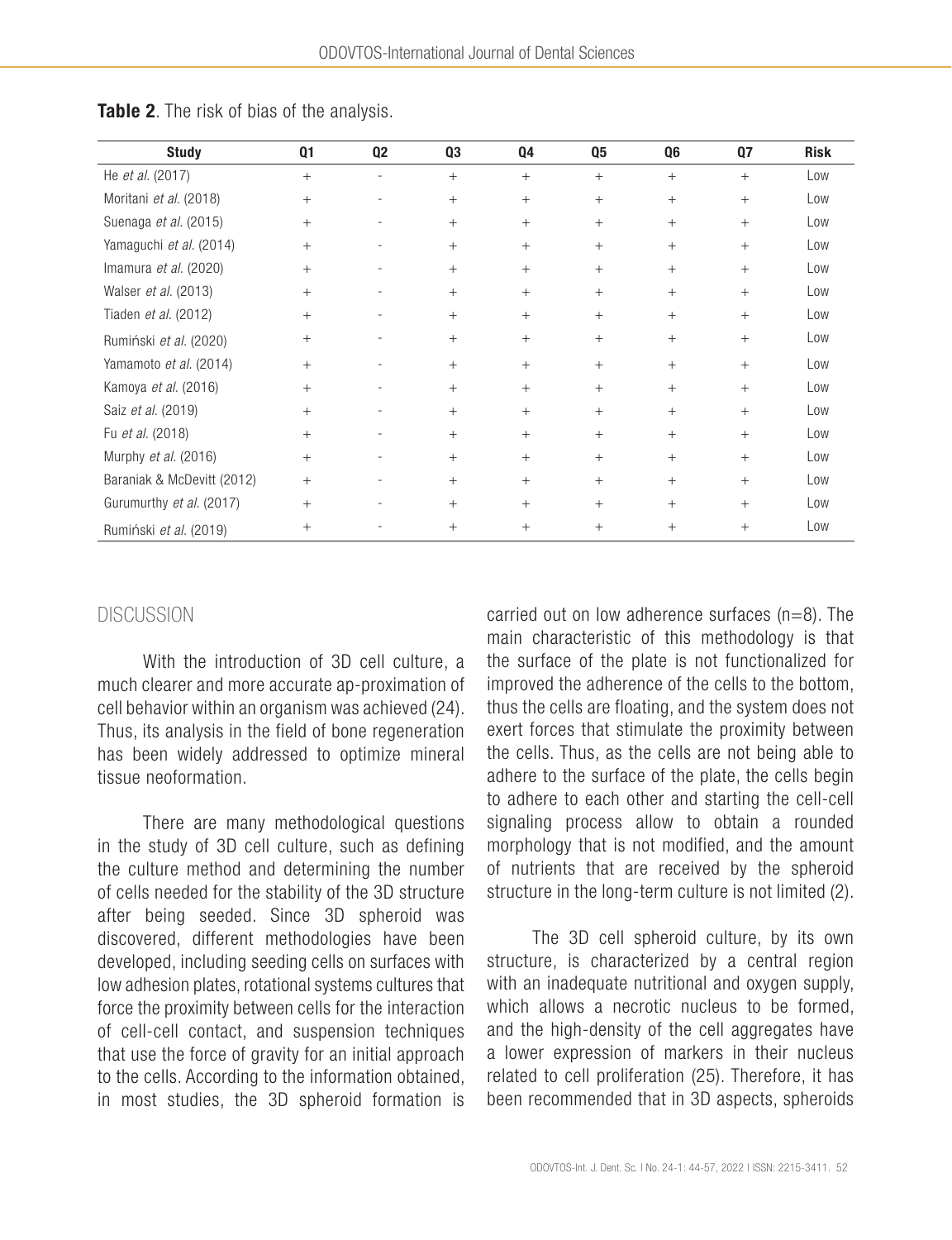**Table 2**. The risk of bias of the analysis.

| Study | Q1 | Q2 | Q3 | Q4 | Q5 | Q6 | Q7 | Risk |
|---|---|---|---|---|---|---|---|---|
| He *et al.* (2017) | + | - | + | + | + | + | + | Low |
| Moritani *et al.* (2018) | + | - | + | + | + | + | + | Low |
| Suenaga *et al.* (2015) | + | - | + | + | + | + | + | Low |
| Yamaguchi *et al.* (2014) | + | - | + | + | + | + | + | Low |
| Imamura *et al.* (2020) | + | - | + | + | + | + | + | Low |
| Walser *et al.* (2013) | + | - | + | + | + | + | + | Low |
| Tiaden *et al.* (2012) | + | - | + | + | + | + | + | Low |
| Rumiński *et al.* (2020) | + | - | + | + | + | + | + | Low |
| Yamamoto *et al.* (2014) | + | - | + | + | + | + | + | Low |
| Kamoya *et al.* (2016) | + | - | + | + | + | + | + | Low |
| Saiz *et al.* (2019) | + | - | + | + | + | + | + | Low |
| Fu *et al.* (2018) | + | - | + | + | + | + | + | Low |
| Murphy *et al.* (2016) | + | - | + | + | + | + | + | Low |
| Baraniak & McDevitt (2012) | + | - | + | + | + | + | + | Low |
| Gurumurthy *et al.* (2017) | + | - | + | + | + | + | + | Low |
| Rumiński *et al.* (2019) | + | - | + | + | + | + | + | Low |

## DISCUSSION

With the introduction of 3D cell culture, a much clearer and more accurate ap-proximation of cell behavior within an organism was achieved (24). Thus, its analysis in the field of bone regeneration has been widely addressed to optimize mineral tissue neoformation.

There are many methodological questions in the study of 3D cell culture, such as defining the culture method and determining the number of cells needed for the stability of the 3D structure after being seeded. Since 3D spheroid was discovered, different methodologies have been developed, including seeding cells on surfaces with low adhesion plates, rotational systems cultures that force the proximity between cells for the interaction of cell-cell contact, and suspension techniques that use the force of gravity for an initial approach to the cells. According to the information obtained, in most studies, the 3D spheroid formation is carried out on low adherence surfaces (n=8). The main characteristic of this methodology is that the surface of the plate is not functionalized for improved the adherence of the cells to the bottom, thus the cells are floating, and the system does not exert forces that stimulate the proximity between the cells. Thus, as the cells are not being able to adhere to the surface of the plate, the cells begin to adhere to each other and starting the cell-cell signaling process allow to obtain a rounded morphology that is not modified, and the amount of nutrients that are received by the spheroid structure in the long-term culture is not limited (2).

The 3D cell spheroid culture, by its own structure, is characterized by a central region with an inadequate nutritional and oxygen supply, which allows a necrotic nucleus to be formed, and the high-density of the cell aggregates have a lower expression of markers in their nucleus related to cell proliferation (25). Therefore, it has been recommended that in 3D aspects, spheroids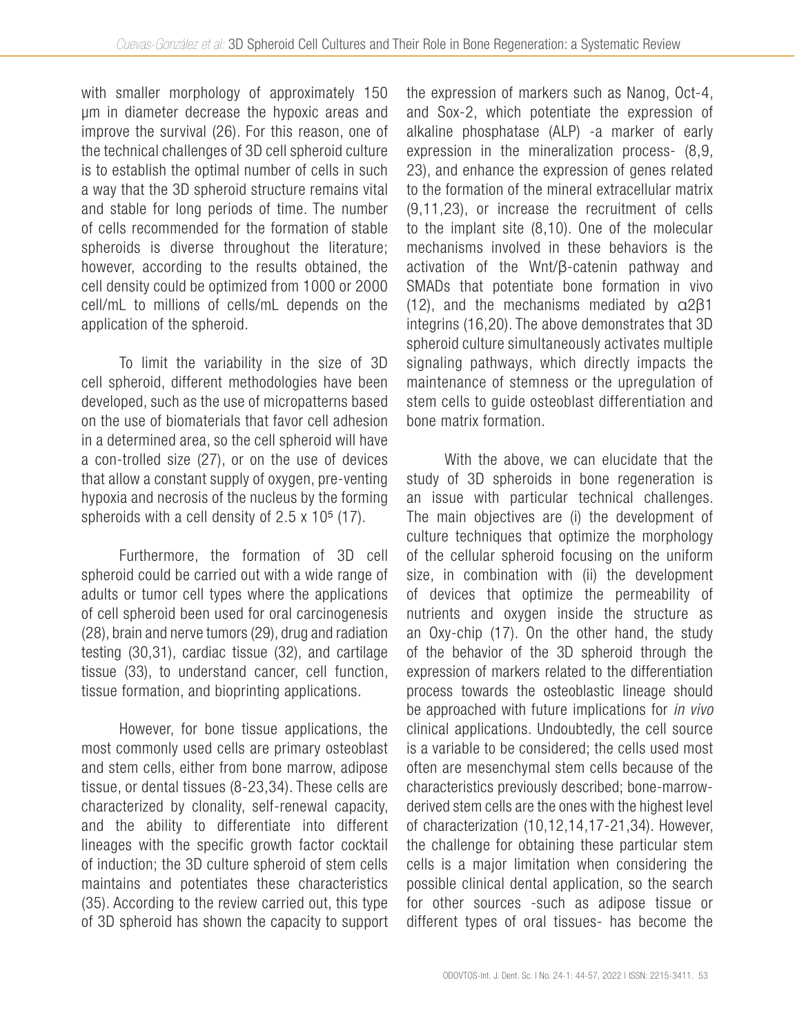with smaller morphology of approximately 150 μm in diameter decrease the hypoxic areas and improve the survival (26). For this reason, one of the technical challenges of 3D cell spheroid culture is to establish the optimal number of cells in such a way that the 3D spheroid structure remains vital and stable for long periods of time. The number of cells recommended for the formation of stable spheroids is diverse throughout the literature; however, according to the results obtained, the cell density could be optimized from 1000 or 2000 cell/mL to millions of cells/mL depends on the application of the spheroid.

To limit the variability in the size of 3D cell spheroid, different methodologies have been developed, such as the use of micropatterns based on the use of biomaterials that favor cell adhesion in a determined area, so the cell spheroid will have a con-trolled size (27), or on the use of devices that allow a constant supply of oxygen, pre-venting hypoxia and necrosis of the nucleus by the forming spheroids with a cell density of $2.5 \times 10^5$ (17).

Furthermore, the formation of 3D cell spheroid could be carried out with a wide range of adults or tumor cell types where the applications of cell spheroid been used for oral carcinogenesis (28), brain and nerve tumors (29), drug and radiation testing (30,31), cardiac tissue (32), and cartilage tissue (33), to understand cancer, cell function, tissue formation, and bioprinting applications.

However, for bone tissue applications, the most commonly used cells are primary osteoblast and stem cells, either from bone marrow, adipose tissue, or dental tissues (8-23,34). These cells are characterized by clonality, self-renewal capacity, and the ability to differentiate into different lineages with the specific growth factor cocktail of induction; the 3D culture spheroid of stem cells maintains and potentiates these characteristics (35). According to the review carried out, this type of 3D spheroid has shown the capacity to support the expression of markers such as Nanog, Oct-4, and Sox-2, which potentiate the expression of alkaline phosphatase (ALP) -a marker of early expression in the mineralization process- (8,9, 23), and enhance the expression of genes related to the formation of the mineral extracellular matrix (9,11,23), or increase the recruitment of cells to the implant site (8,10). One of the molecular mechanisms involved in these behaviors is the activation of the Wnt/β-catenin pathway and SMADs that potentiate bone formation in vivo (12), and the mechanisms mediated by α2β1 integrins (16,20). The above demonstrates that 3D spheroid culture simultaneously activates multiple signaling pathways, which directly impacts the maintenance of stemness or the upregulation of stem cells to guide osteoblast differentiation and bone matrix formation.

With the above, we can elucidate that the study of 3D spheroids in bone regeneration is an issue with particular technical challenges. The main objectives are (i) the development of culture techniques that optimize the morphology of the cellular spheroid focusing on the uniform size, in combination with (ii) the development of devices that optimize the permeability of nutrients and oxygen inside the structure as an Oxy-chip (17). On the other hand, the study of the behavior of the 3D spheroid through the expression of markers related to the differentiation process towards the osteoblastic lineage should be approached with future implications for *in vivo* clinical applications. Undoubtedly, the cell source is a variable to be considered; the cells used most often are mesenchymal stem cells because of the characteristics previously described; bone-marrow-derived stem cells are the ones with the highest level of characterization (10,12,14,17-21,34). However, the challenge for obtaining these particular stem cells is a major limitation when considering the possible clinical dental application, so the search for other sources -such as adipose tissue or different types of oral tissues- has become the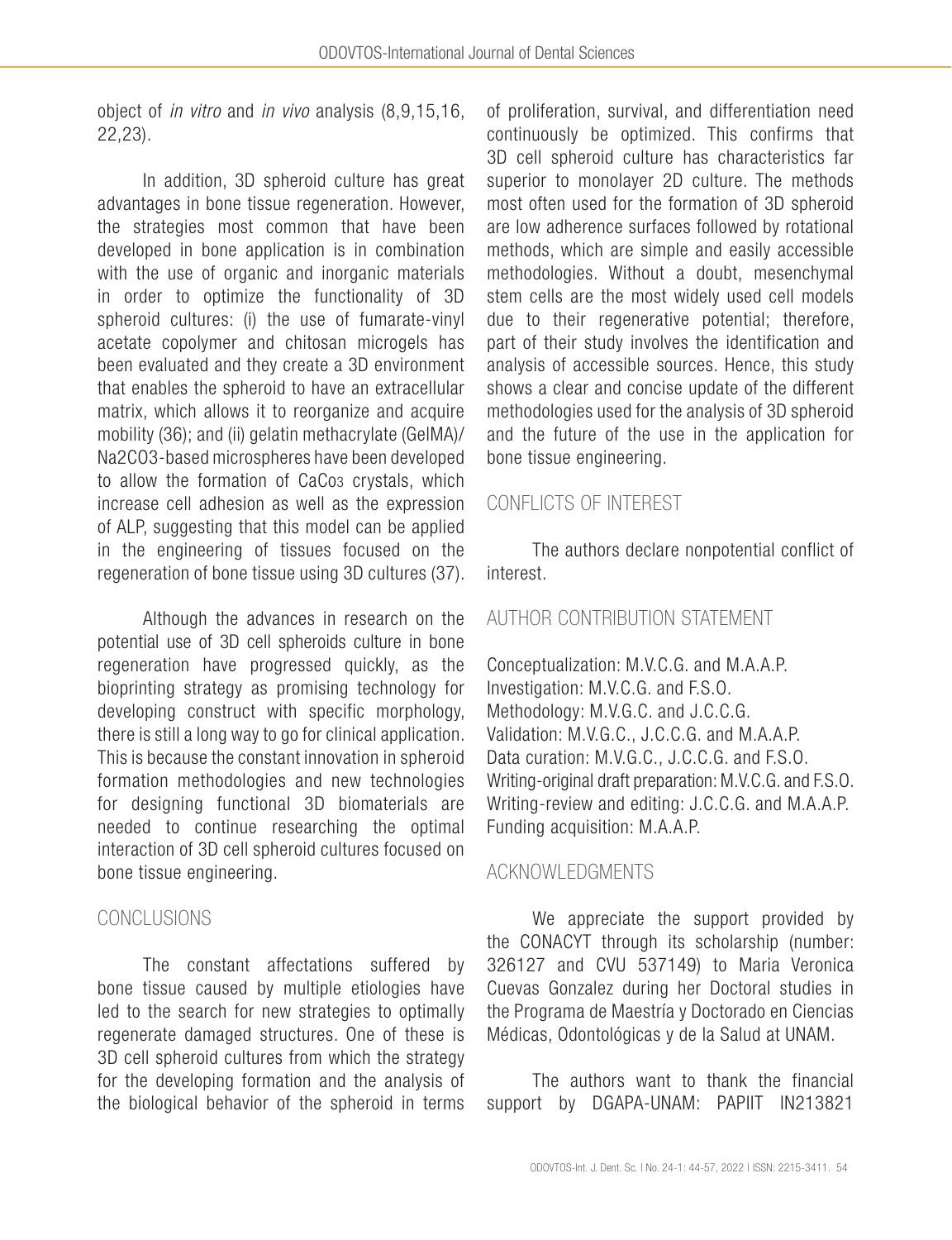object of *in vitro* and *in vivo* analysis (8,9,15,16, 22,23).

In addition, 3D spheroid culture has great advantages in bone tissue regeneration. However, the strategies most common that have been developed in bone application is in combination with the use of organic and inorganic materials in order to optimize the functionality of 3D spheroid cultures: (i) the use of fumarate-vinyl acetate copolymer and chitosan microgels has been evaluated and they create a 3D environment that enables the spheroid to have an extracellular matrix, which allows it to reorganize and acquire mobility (36); and (ii) gelatin methacrylate (GelMA)/ $Na_2CO_3$-based microspheres have been developed to allow the formation of $CaCo_3$ crystals, which increase cell adhesion as well as the expression of ALP, suggesting that this model can be applied in the engineering of tissues focused on the regeneration of bone tissue using 3D cultures (37).

Although the advances in research on the potential use of 3D cell spheroids culture in bone regeneration have progressed quickly, as the bioprinting strategy as promising technology for developing construct with specific morphology, there is still a long way to go for clinical application. This is because the constant innovation in spheroid formation methodologies and new technologies for designing functional 3D biomaterials are needed to continue researching the optimal interaction of 3D cell spheroid cultures focused on bone tissue engineering.

## CONCLUSIONS

The constant affectations suffered by bone tissue caused by multiple etiologies have led to the search for new strategies to optimally regenerate damaged structures. One of these is 3D cell spheroid cultures from which the strategy for the developing formation and the analysis of the biological behavior of the spheroid in terms of proliferation, survival, and differentiation need continuously be optimized. This confirms that 3D cell spheroid culture has characteristics far superior to monolayer 2D culture. The methods most often used for the formation of 3D spheroid are low adherence surfaces followed by rotational methods, which are simple and easily accessible methodologies. Without a doubt, mesenchymal stem cells are the most widely used cell models due to their regenerative potential; therefore, part of their study involves the identification and analysis of accessible sources. Hence, this study shows a clear and concise update of the different methodologies used for the analysis of 3D spheroid and the future of the use in the application for bone tissue engineering.

## CONFLICTS OF INTEREST

The authors declare nonpotential conflict of interest.

## AUTHOR CONTRIBUTION STATEMENT

Conceptualization: M.V.C.G. and M.A.A.P.
Investigation: M.V.C.G. and F.S.O.
Methodology: M.V.G.C. and J.C.C.G.
Validation: M.V.G.C., J.C.C.G. and M.A.A.P.
Data curation: M.V.G.C., J.C.C.G. and F.S.O.
Writing-original draft preparation: M.V.C.G. and F.S.O.
Writing-review and editing: J.C.C.G. and M.A.A.P.
Funding acquisition: M.A.A.P.

## ACKNOWLEDGMENTS

We appreciate the support provided by the CONACYT through its scholarship (number: 326127 and CVU 537149) to Maria Veronica Cuevas Gonzalez during her Doctoral studies in the Programa de Maestría y Doctorado en Ciencias Médicas, Odontológicas y de la Salud at UNAM.

The authors want to thank the financial support by DGAPA-UNAM: PAPIIT IN213821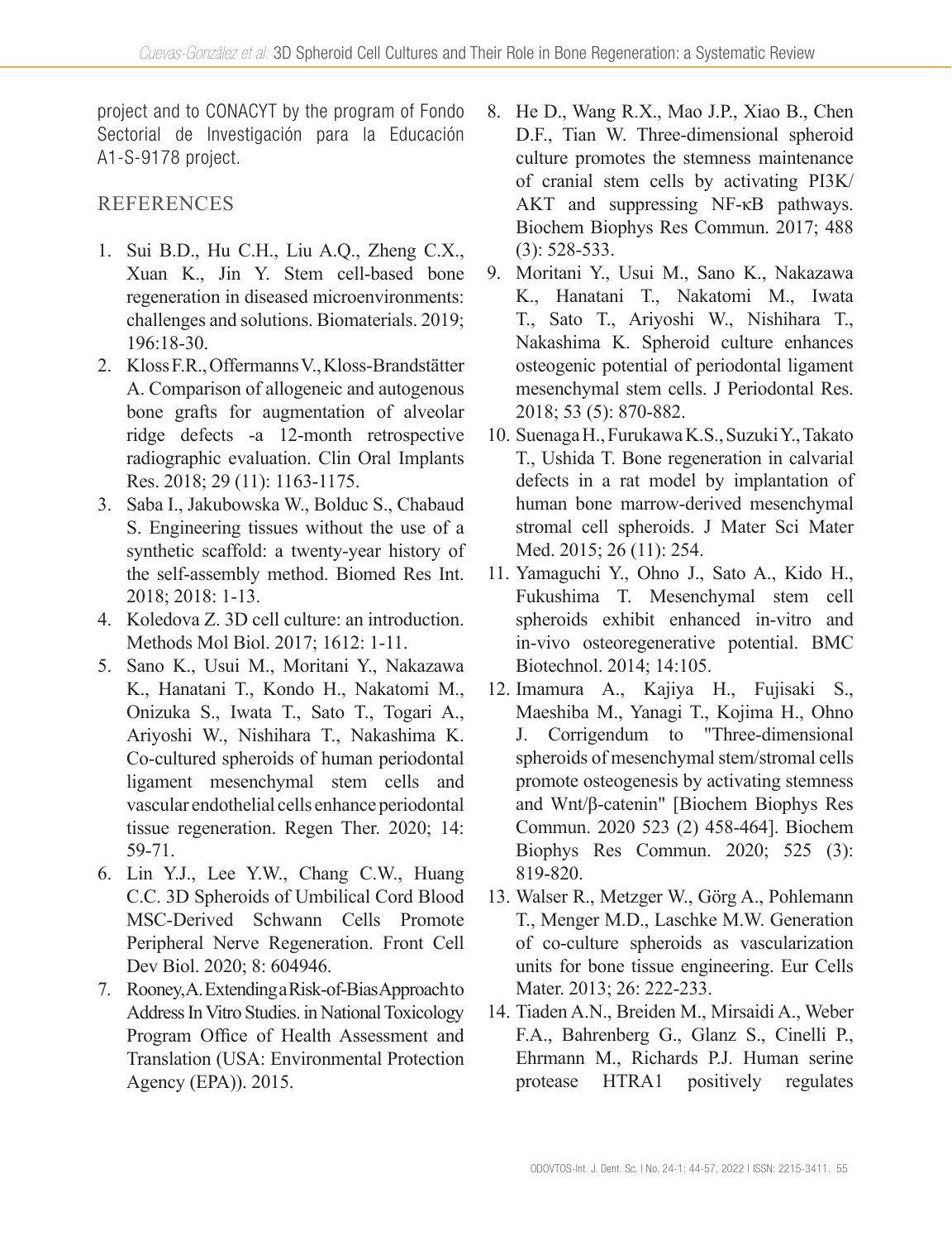project and to CONACYT by the program of Fondo Sectorial de Investigación para la Educación A1-S-9178 project.

## REFERENCES

1. Sui B.D., Hu C.H., Liu A.Q., Zheng C.X., Xuan K., Jin Y. Stem cell-based bone regeneration in diseased microenvironments: challenges and solutions. Biomaterials. 2019; 196:18-30.
2. Kloss F.R., Offermanns V., Kloss-Brandstätter A. Comparison of allogeneic and autogenous bone grafts for augmentation of alveolar ridge defects -a 12-month retrospective radiographic evaluation. Clin Oral Implants Res. 2018; 29 (11): 1163-1175.
3. Saba I., Jakubowska W., Bolduc S., Chabaud S. Engineering tissues without the use of a synthetic scaffold: a twenty-year history of the self-assembly method. Biomed Res Int. 2018; 2018: 1-13.
4. Koledova Z. 3D cell culture: an introduction. Methods Mol Biol. 2017; 1612: 1-11.
5. Sano K., Usui M., Moritani Y., Nakazawa K., Hanatani T., Kondo H., Nakatomi M., Onizuka S., Iwata T., Sato T., Togari A., Ariyoshi W., Nishihara T., Nakashima K. Co-cultured spheroids of human periodontal ligament mesenchymal stem cells and vascular endothelial cells enhance periodontal tissue regeneration. Regen Ther. 2020; 14: 59-71.
6. Lin Y.J., Lee Y.W., Chang C.W., Huang C.C. 3D Spheroids of Umbilical Cord Blood MSC-Derived Schwann Cells Promote Peripheral Nerve Regeneration. Front Cell Dev Biol. 2020; 8: 604946.
7. Rooney, A. Extending a Risk-of-Bias Approach to Address In Vitro Studies. in National Toxicology Program Office of Health Assessment and Translation (USA: Environmental Protection Agency (EPA)). 2015.
8. He D., Wang R.X., Mao J.P., Xiao B., Chen D.F., Tian W. Three-dimensional spheroid culture promotes the stemness maintenance of cranial stem cells by activating PI3K/AKT and suppressing NF-κB pathways. Biochem Biophys Res Commun. 2017; 488 (3): 528-533.
9. Moritani Y., Usui M., Sano K., Nakazawa K., Hanatani T., Nakatomi M., Iwata T., Sato T., Ariyoshi W., Nishihara T., Nakashima K. Spheroid culture enhances osteogenic potential of periodontal ligament mesenchymal stem cells. J Periodontal Res. 2018; 53 (5): 870-882.
10. Suenaga H., Furukawa K.S., Suzuki Y., Takato T., Ushida T. Bone regeneration in calvarial defects in a rat model by implantation of human bone marrow-derived mesenchymal stromal cell spheroids. J Mater Sci Mater Med. 2015; 26 (11): 254.
11. Yamaguchi Y., Ohno J., Sato A., Kido H., Fukushima T. Mesenchymal stem cell spheroids exhibit enhanced in-vitro and in-vivo osteoregenerative potential. BMC Biotechnol. 2014; 14:105.
12. Imamura A., Kajiya H., Fujisaki S., Maeshiba M., Yanagi T., Kojima H., Ohno J. Corrigendum to "Three-dimensional spheroids of mesenchymal stem/stromal cells promote osteogenesis by activating stemness and Wnt/β-catenin" [Biochem Biophys Res Commun. 2020 523 (2) 458-464]. Biochem Biophys Res Commun. 2020; 525 (3): 819-820.
13. Walser R., Metzger W., Görg A., Pohlemann T., Menger M.D., Laschke M.W. Generation of co-culture spheroids as vascularization units for bone tissue engineering. Eur Cells Mater. 2013; 26: 222-233.
14. Tiaden A.N., Breiden M., Mirsaidi A., Weber F.A., Bahrenberg G., Glanz S., Cinelli P., Ehrmann M., Richards P.J. Human serine protease HTRA1 positively regulates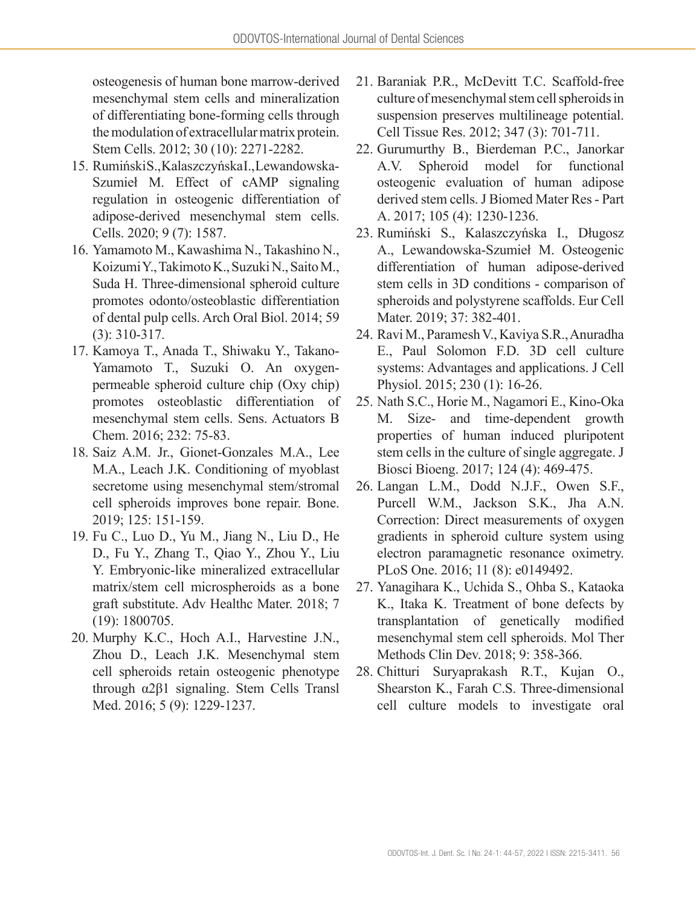osteogenesis of human bone marrow-derived mesenchymal stem cells and mineralization of differentiating bone-forming cells through the modulation of extracellular matrix protein. Stem Cells. 2012; 30 (10): 2271-2282.

15. RumińskiS.,KalaszczyńskaI.,Lewandowska-Szumieł M. Effect of cAMP signaling regulation in osteogenic differentiation of adipose-derived mesenchymal stem cells. Cells. 2020; 9 (7): 1587.
16. Yamamoto M., Kawashima N., Takashino N., Koizumi Y., Takimoto K., Suzuki N., Saito M., Suda H. Three-dimensional spheroid culture promotes odonto/osteoblastic differentiation of dental pulp cells. Arch Oral Biol. 2014; 59 (3): 310-317.
17. Kamoya T., Anada T., Shiwaku Y., Takano-Yamamoto T., Suzuki O. An oxygen-permeable spheroid culture chip (Oxy chip) promotes osteoblastic differentiation of mesenchymal stem cells. Sens. Actuators B Chem. 2016; 232: 75-83.
18. Saiz A.M. Jr., Gionet-Gonzales M.A., Lee M.A., Leach J.K. Conditioning of myoblast secretome using mesenchymal stem/stromal cell spheroids improves bone repair. Bone. 2019; 125: 151-159.
19. Fu C., Luo D., Yu M., Jiang N., Liu D., He D., Fu Y., Zhang T., Qiao Y., Zhou Y., Liu Y. Embryonic-like mineralized extracellular matrix/stem cell microspheroids as a bone graft substitute. Adv Healthc Mater. 2018; 7 (19): 1800705.
20. Murphy K.C., Hoch A.I., Harvestine J.N., Zhou D., Leach J.K. Mesenchymal stem cell spheroids retain osteogenic phenotype through α2β1 signaling. Stem Cells Transl Med. 2016; 5 (9): 1229-1237.
21. Baraniak P.R., McDevitt T.C. Scaffold-free culture of mesenchymal stem cell spheroids in suspension preserves multilineage potential. Cell Tissue Res. 2012; 347 (3): 701-711.
22. Gurumurthy B., Bierdeman P.C., Janorkar A.V. Spheroid model for functional osteogenic evaluation of human adipose derived stem cells. J Biomed Mater Res - Part A. 2017; 105 (4): 1230-1236.
23. Rumiński S., Kalaszczyńska I., Długosz A., Lewandowska-Szumieł M. Osteogenic differentiation of human adipose-derived stem cells in 3D conditions - comparison of spheroids and polystyrene scaffolds. Eur Cell Mater. 2019; 37: 382-401.
24. Ravi M., Paramesh V., Kaviya S.R., Anuradha E., Paul Solomon F.D. 3D cell culture systems: Advantages and applications. J Cell Physiol. 2015; 230 (1): 16-26.
25. Nath S.C., Horie M., Nagamori E., Kino-Oka M. Size- and time-dependent growth properties of human induced pluripotent stem cells in the culture of single aggregate. J Biosci Bioeng. 2017; 124 (4): 469-475.
26. Langan L.M., Dodd N.J.F., Owen S.F., Purcell W.M., Jackson S.K., Jha A.N. Correction: Direct measurements of oxygen gradients in spheroid culture system using electron paramagnetic resonance oximetry. PLoS One. 2016; 11 (8): e0149492.
27. Yanagihara K., Uchida S., Ohba S., Kataoka K., Itaka K. Treatment of bone defects by transplantation of genetically modified mesenchymal stem cell spheroids. Mol Ther Methods Clin Dev. 2018; 9: 358-366.
28. Chitturi Suryaprakash R.T., Kujan O., Shearston K., Farah C.S. Three-dimensional cell culture models to investigate oral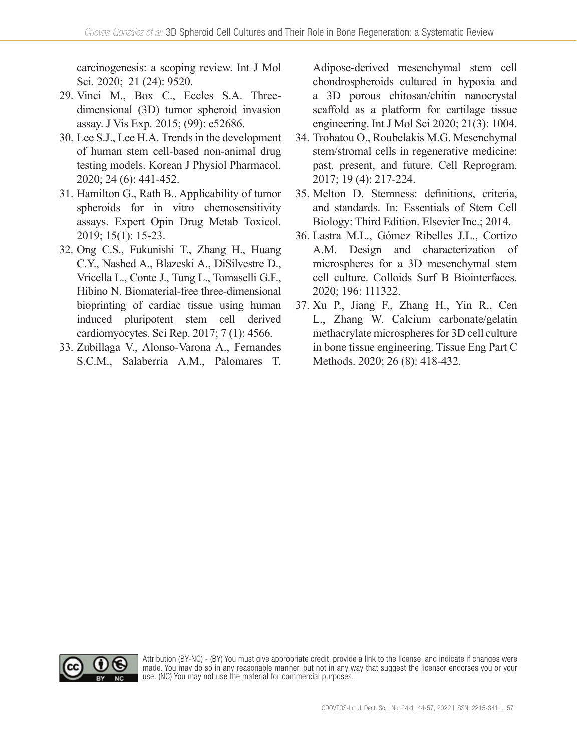carcinogenesis: a scoping review. Int J Mol Sci. 2020; 21 (24): 9520.

29. Vinci M., Box C., Eccles S.A. Three-dimensional (3D) tumor spheroid invasion assay. J Vis Exp. 2015; (99): e52686.
30. Lee S.J., Lee H.A. Trends in the development of human stem cell-based non-animal drug testing models. Korean J Physiol Pharmacol. 2020; 24 (6): 441-452.
31. Hamilton G., Rath B.. Applicability of tumor spheroids for in vitro chemosensitivity assays. Expert Opin Drug Metab Toxicol. 2019; 15(1): 15-23.
32. Ong C.S., Fukunishi T., Zhang H., Huang C.Y., Nashed A., Blazeski A., DiSilvestre D., Vricella L., Conte J., Tung L., Tomaselli G.F., Hibino N. Biomaterial-free three-dimensional bioprinting of cardiac tissue using human induced pluripotent stem cell derived cardiomyocytes. Sci Rep. 2017; 7 (1): 4566.
33. Zubillaga V., Alonso-Varona A., Fernandes S.C.M., Salaberria A.M., Palomares T. Adipose-derived mesenchymal stem cell chondrospheroids cultured in hypoxia and a 3D porous chitosan/chitin nanocrystal scaffold as a platform for cartilage tissue engineering. Int J Mol Sci 2020; 21(3): 1004.
34. Trohatou O., Roubelakis M.G. Mesenchymal stem/stromal cells in regenerative medicine: past, present, and future. Cell Reprogram. 2017; 19 (4): 217-224.
35. Melton D. Stemness: definitions, criteria, and standards. In: Essentials of Stem Cell Biology: Third Edition. Elsevier Inc.; 2014.
36. Lastra M.L., Gómez Ribelles J.L., Cortizo A.M. Design and characterization of microspheres for a 3D mesenchymal stem cell culture. Colloids Surf B Biointerfaces. 2020; 196: 111322.
37. Xu P., Jiang F., Zhang H., Yin R., Cen L., Zhang W. Calcium carbonate/gelatin methacrylate microspheres for 3D cell culture in bone tissue engineering. Tissue Eng Part C Methods. 2020; 26 (8): 418-432.

Attribution (BY-NC) - (BY) You must give appropriate credit, provide a link to the license, and indicate if changes were made. You may do so in any reasonable manner, but not in any way that suggest the licensor endorses you or your use. (NC) You may not use the material for commercial purposes.